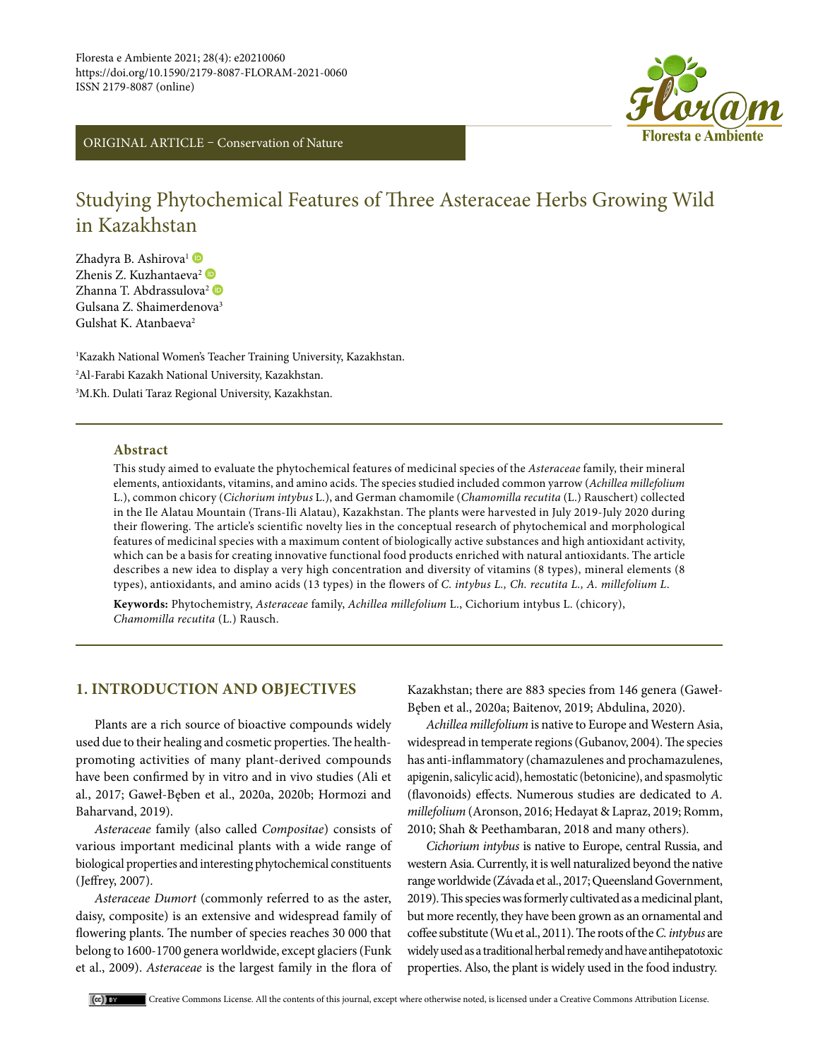ORIGINAL ARTICLE – Conservation of Nature

# Studying Phytochemical Features of Three Asteraceae Herbs Growing Wild in Kazakhstan

Zhadyra B. Ashirova[1]
Zhenis Z. Kuzhantaeva[2]
Zhanna T. Abdrassulova[2]
Gulsana Z. Shaimerdenova[3]
Gulshat K. Atanbaeva[2]

[1]Kazakh National Women's Teacher Training University, Kazakhstan.
[2]Al-Farabi Kazakh National University, Kazakhstan.
[3]M.Kh. Dulati Taraz Regional University, Kazakhstan.

### Abstract

This study aimed to evaluate the phytochemical features of medicinal species of the *Asteraceae* family, their mineral elements, antioxidants, vitamins, and amino acids. The species studied included common yarrow (*Achillea millefolium* L.), common chicory (*Cichorium intybus* L.), and German chamomile (*Chamomilla recutita* (L.) Rauschert) collected in the Ile Alatau Mountain (Trans-Ili Alatau), Kazakhstan. The plants were harvested in July 2019-July 2020 during their flowering. The article's scientific novelty lies in the conceptual research of phytochemical and morphological features of medicinal species with a maximum content of biologically active substances and high antioxidant activity, which can be a basis for creating innovative functional food products enriched with natural antioxidants. The article describes a new idea to display a very high concentration and diversity of vitamins (8 types), mineral elements (8 types), antioxidants, and amino acids (13 types) in the flowers of *C. intybus L., Ch. recutita L., A. millefolium L.*

**Keywords:** Phytochemistry, *Asteraceae* family, *Achillea millefolium* L., Cichorium intybus L. (chicory), *Chamomilla recutita* (L.) Rausch.

## 1. INTRODUCTION AND OBJECTIVES

Plants are a rich source of bioactive compounds widely used due to their healing and cosmetic properties. The health-promoting activities of many plant-derived compounds have been confirmed by in vitro and in vivo studies (Ali et al., 2017; Gaweł-Bęben et al., 2020a, 2020b; Hormozi and Baharvand, 2019).

*Asteraceae* family (also called *Compositae*) consists of various important medicinal plants with a wide range of biological properties and interesting phytochemical constituents (Jeffrey, 2007).

*Asteraceae Dumort* (commonly referred to as the aster, daisy, composite) is an extensive and widespread family of flowering plants. The number of species reaches 30 000 that belong to 1600-1700 genera worldwide, except glaciers (Funk et al., 2009). *Asteraceae* is the largest family in the flora of Kazakhstan; there are 883 species from 146 genera (Gaweł-Bęben et al., 2020a; Baitenov, 2019; Abdulina, 2020).

*Achillea millefolium* is native to Europe and Western Asia, widespread in temperate regions (Gubanov, 2004). The species has anti-inflammatory (chamazulenes and prochamazulenes, apigenin, salicylic acid), hemostatic (betonicine), and spasmolytic (flavonoids) effects. Numerous studies are dedicated to *A. millefolium* (Aronson, 2016; Hedayat & Lapraz, 2019; Romm, 2010; Shah & Peethambaran, 2018 and many others).

*Cichorium intybus* is native to Europe, central Russia, and western Asia. Currently, it is well naturalized beyond the native range worldwide (Závada et al., 2017; Queensland Government, 2019). This species was formerly cultivated as a medicinal plant, but more recently, they have been grown as an ornamental and coffee substitute (Wu et al., 2011). The roots of the *C. intybus* are widely used as a traditional herbal remedy and have antihepatotoxic properties. Also, the plant is widely used in the food industry.

Creative Commons License. All the contents of this journal, except where otherwise noted, is licensed under a Creative Commons Attribution License.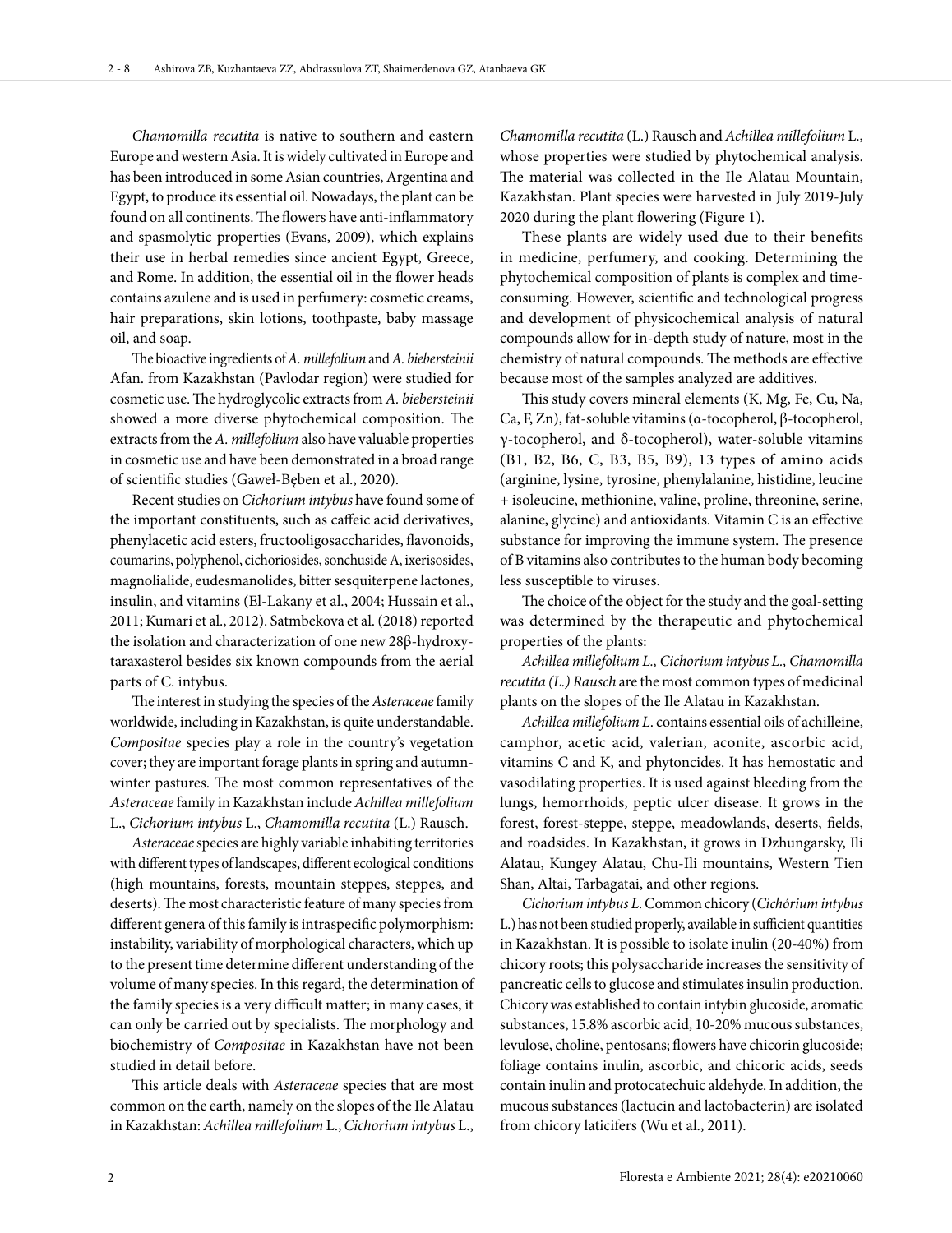*Chamomilla recutita* is native to southern and eastern Europe and western Asia. It is widely cultivated in Europe and has been introduced in some Asian countries, Argentina and Egypt, to produce its essential oil. Nowadays, the plant can be found on all continents. The flowers have anti-inflammatory and spasmolytic properties (Evans, 2009), which explains their use in herbal remedies since ancient Egypt, Greece, and Rome. In addition, the essential oil in the flower heads contains azulene and is used in perfumery: cosmetic creams, hair preparations, skin lotions, toothpaste, baby massage oil, and soap.

The bioactive ingredients of *A. millefolium* and *A. biebersteinii* Afan. from Kazakhstan (Pavlodar region) were studied for cosmetic use. The hydroglycolic extracts from *A. biebersteinii* showed a more diverse phytochemical composition. The extracts from the *A. millefolium* also have valuable properties in cosmetic use and have been demonstrated in a broad range of scientific studies (Gaweł-Bęben et al., 2020).

Recent studies on *Cichorium intybus* have found some of the important constituents, such as caffeic acid derivatives, phenylacetic acid esters, fructooligosaccharides, flavonoids, coumarins, polyphenol, cichoriosides, sonchuside A, ixerisosides, magnolialide, eudesmanolides, bitter sesquiterpene lactones, insulin, and vitamins (El-Lakany et al., 2004; Hussain et al., 2011; Kumari et al., 2012). Satmbekova et al. (2018) reported the isolation and characterization of one new 28β-hydroxytaraxasterol besides six known compounds from the aerial parts of C. intybus.

The interest in studying the species of the *Asteraceae* family worldwide, including in Kazakhstan, is quite understandable. *Compositae* species play a role in the country's vegetation cover; they are important forage plants in spring and autumn-winter pastures. The most common representatives of the *Asteraceae* family in Kazakhstan include *Achillea millefolium* L., *Cichorium intybus* L., *Chamomilla recutita* (L.) Rausch.

*Asteraceae* species are highly variable inhabiting territories with different types of landscapes, different ecological conditions (high mountains, forests, mountain steppes, steppes, and deserts). The most characteristic feature of many species from different genera of this family is intraspecific polymorphism: instability, variability of morphological characters, which up to the present time determine different understanding of the volume of many species. In this regard, the determination of the family species is a very difficult matter; in many cases, it can only be carried out by specialists. The morphology and biochemistry of *Compositae* in Kazakhstan have not been studied in detail before.

This article deals with *Asteraceae* species that are most common on the earth, namely on the slopes of the Ile Alatau in Kazakhstan: *Achillea millefolium* L., *Cichorium intybus* L., *Chamomilla recutita* (L.) Rausch and *Achillea millefolium* L., whose properties were studied by phytochemical analysis. The material was collected in the Ile Alatau Mountain, Kazakhstan. Plant species were harvested in July 2019-July 2020 during the plant flowering (Figure 1).

These plants are widely used due to their benefits in medicine, perfumery, and cooking. Determining the phytochemical composition of plants is complex and time-consuming. However, scientific and technological progress and development of physicochemical analysis of natural compounds allow for in-depth study of nature, most in the chemistry of natural compounds. The methods are effective because most of the samples analyzed are additives.

This study covers mineral elements (K, Mg, Fe, Cu, Na, Ca, F, Zn), fat-soluble vitamins (α-tocopherol, β-tocopherol, γ-tocopherol, and δ-tocopherol), water-soluble vitamins (B1, B2, B6, C, B3, B5, B9), 13 types of amino acids (arginine, lysine, tyrosine, phenylalanine, histidine, leucine + isoleucine, methionine, valine, proline, threonine, serine, alanine, glycine) and antioxidants. Vitamin C is an effective substance for improving the immune system. The presence of B vitamins also contributes to the human body becoming less susceptible to viruses.

The choice of the object for the study and the goal-setting was determined by the therapeutic and phytochemical properties of the plants:

*Achillea millefolium L., Cichorium intybus L., Chamomilla recutita (L.) Rausch* are the most common types of medicinal plants on the slopes of the Ile Alatau in Kazakhstan.

*Achillea millefolium L*. contains essential oils of achilleine, camphor, acetic acid, valerian, aconite, ascorbic acid, vitamins C and K, and phytoncides. It has hemostatic and vasodilating properties. It is used against bleeding from the lungs, hemorrhoids, peptic ulcer disease. It grows in the forest, forest-steppe, steppe, meadowlands, deserts, fields, and roadsides. In Kazakhstan, it grows in Dzhungarsky, Ili Alatau, Kungey Alatau, Chu-Ili mountains, Western Tien Shan, Altai, Tarbagatai, and other regions.

*Cichorium intybus L*. Common chicory (*Cichórium intybus* L.) has not been studied properly, available in sufficient quantities in Kazakhstan. It is possible to isolate inulin (20-40%) from chicory roots; this polysaccharide increases the sensitivity of pancreatic cells to glucose and stimulates insulin production. Chicory was established to contain intybin glucoside, aromatic substances, 15.8% ascorbic acid, 10-20% mucous substances, levulose, choline, pentosans; flowers have chicorin glucoside; foliage contains inulin, ascorbic, and chicoric acids, seeds contain inulin and protocatechuic aldehyde. In addition, the mucous substances (lactucin and lactobacterin) are isolated from chicory laticifers (Wu et al., 2011).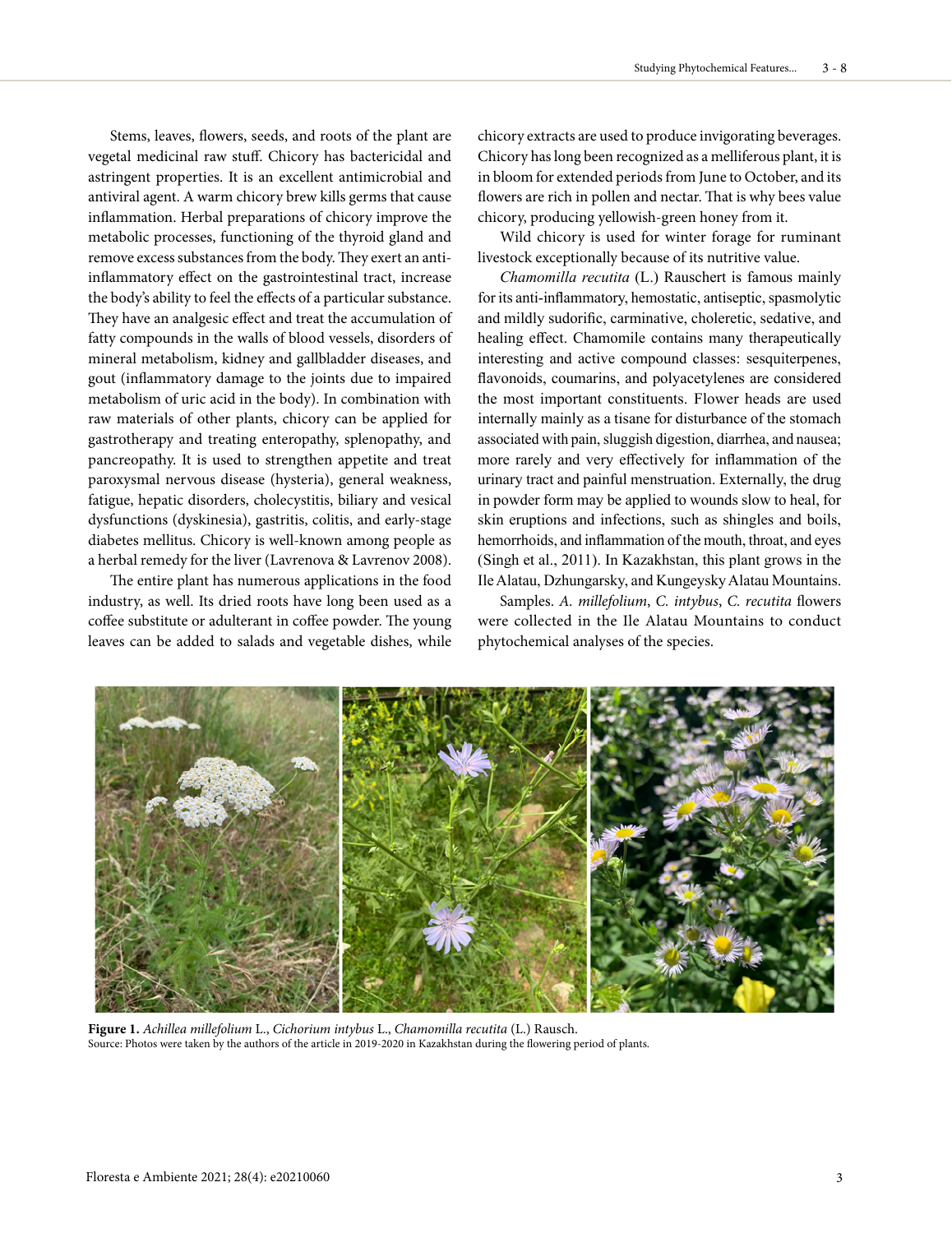Stems, leaves, flowers, seeds, and roots of the plant are vegetal medicinal raw stuff. Chicory has bactericidal and astringent properties. It is an excellent antimicrobial and antiviral agent. A warm chicory brew kills germs that cause inflammation. Herbal preparations of chicory improve the metabolic processes, functioning of the thyroid gland and remove excess substances from the body. They exert an anti-inflammatory effect on the gastrointestinal tract, increase the body's ability to feel the effects of a particular substance. They have an analgesic effect and treat the accumulation of fatty compounds in the walls of blood vessels, disorders of mineral metabolism, kidney and gallbladder diseases, and gout (inflammatory damage to the joints due to impaired metabolism of uric acid in the body). In combination with raw materials of other plants, chicory can be applied for gastrotherapy and treating enteropathy, splenopathy, and pancreopathy. It is used to strengthen appetite and treat paroxysmal nervous disease (hysteria), general weakness, fatigue, hepatic disorders, cholecystitis, biliary and vesical dysfunctions (dyskinesia), gastritis, colitis, and early-stage diabetes mellitus. Chicory is well-known among people as a herbal remedy for the liver (Lavrenova & Lavrenov 2008).

The entire plant has numerous applications in the food industry, as well. Its dried roots have long been used as a coffee substitute or adulterant in coffee powder. The young leaves can be added to salads and vegetable dishes, while chicory extracts are used to produce invigorating beverages. Chicory has long been recognized as a melliferous plant, it is in bloom for extended periods from June to October, and its flowers are rich in pollen and nectar. That is why bees value chicory, producing yellowish-green honey from it.

Wild chicory is used for winter forage for ruminant livestock exceptionally because of its nutritive value.

*Chamomilla recutita* (L.) Rauschert is famous mainly for its anti-inflammatory, hemostatic, antiseptic, spasmolytic and mildly sudorific, carminative, choleretic, sedative, and healing effect. Chamomile contains many therapeutically interesting and active compound classes: sesquiterpenes, flavonoids, coumarins, and polyacetylenes are considered the most important constituents. Flower heads are used internally mainly as a tisane for disturbance of the stomach associated with pain, sluggish digestion, diarrhea, and nausea; more rarely and very effectively for inflammation of the urinary tract and painful menstruation. Externally, the drug in powder form may be applied to wounds slow to heal, for skin eruptions and infections, such as shingles and boils, hemorrhoids, and inflammation of the mouth, throat, and eyes (Singh et al., 2011). In Kazakhstan, this plant grows in the Ile Alatau, Dzhungarsky, and Kungeysky Alatau Mountains.

Samples. *A. millefolium*, *C. intybus*, *C. recutita* flowers were collected in the Ile Alatau Mountains to conduct phytochemical analyses of the species.

**Figure 1.** *Achillea millefolium* L., *Cichorium intybus* L., *Chamomilla recutita* (L.) Rausch.
Source: Photos were taken by the authors of the article in 2019-2020 in Kazakhstan during the flowering period of plants.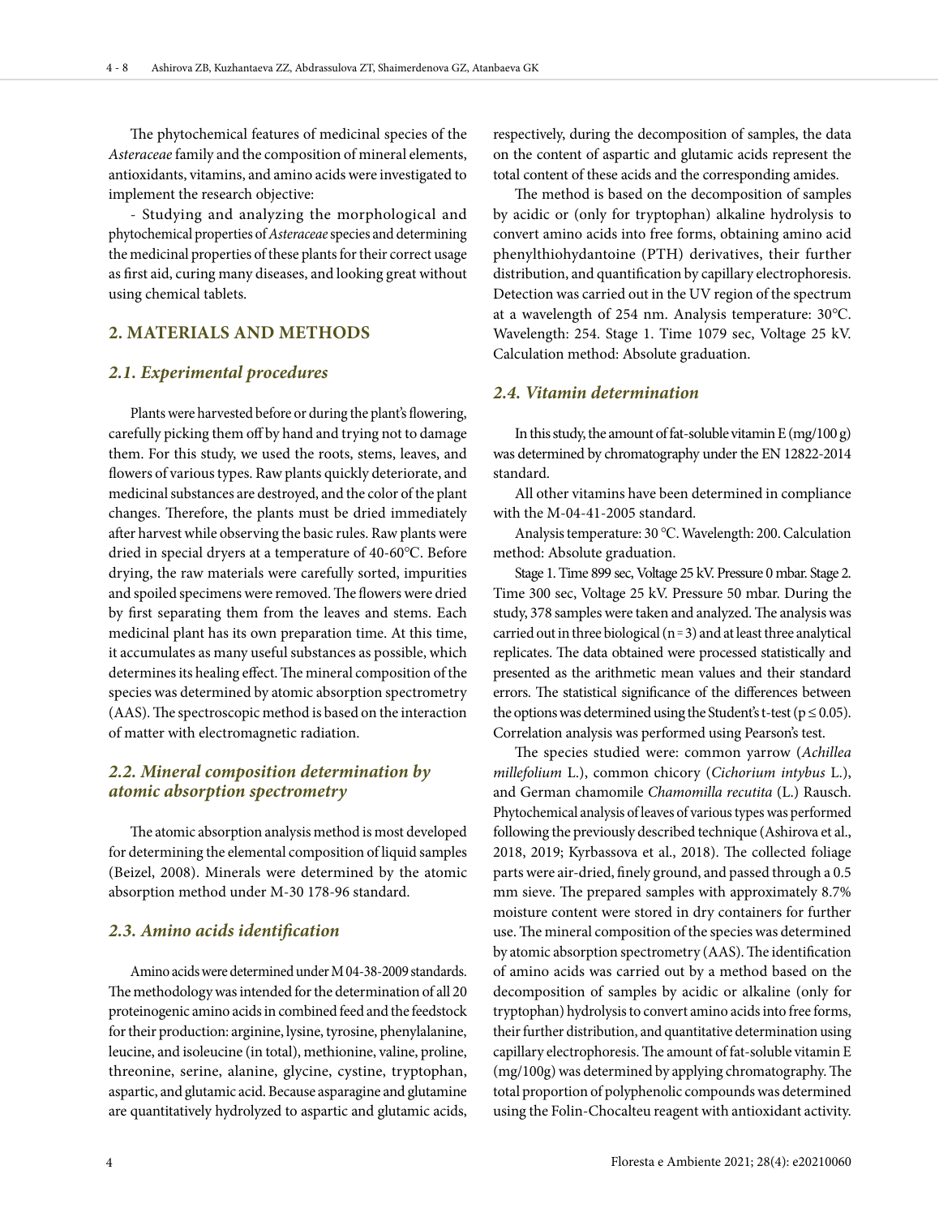The phytochemical features of medicinal species of the *Asteraceae* family and the composition of mineral elements, antioxidants, vitamins, and amino acids were investigated to implement the research objective:

- Studying and analyzing the morphological and phytochemical properties of *Asteraceae* species and determining the medicinal properties of these plants for their correct usage as first aid, curing many diseases, and looking great without using chemical tablets.

## 2. MATERIALS AND METHODS

### 2.1. Experimental procedures

Plants were harvested before or during the plant's flowering, carefully picking them off by hand and trying not to damage them. For this study, we used the roots, stems, leaves, and flowers of various types. Raw plants quickly deteriorate, and medicinal substances are destroyed, and the color of the plant changes. Therefore, the plants must be dried immediately after harvest while observing the basic rules. Raw plants were dried in special dryers at a temperature of 40-60°C. Before drying, the raw materials were carefully sorted, impurities and spoiled specimens were removed. The flowers were dried by first separating them from the leaves and stems. Each medicinal plant has its own preparation time. At this time, it accumulates as many useful substances as possible, which determines its healing effect. The mineral composition of the species was determined by atomic absorption spectrometry (AAS). The spectroscopic method is based on the interaction of matter with electromagnetic radiation.

### 2.2. Mineral composition determination by atomic absorption spectrometry

The atomic absorption analysis method is most developed for determining the elemental composition of liquid samples (Beizel, 2008). Minerals were determined by the atomic absorption method under M-30 178-96 standard.

### 2.3. Amino acids identification

Amino acids were determined under M 04-38-2009 standards. The methodology was intended for the determination of all 20 proteinogenic amino acids in combined feed and the feedstock for their production: arginine, lysine, tyrosine, phenylalanine, leucine, and isoleucine (in total), methionine, valine, proline, threonine, serine, alanine, glycine, cystine, tryptophan, aspartic, and glutamic acid. Because asparagine and glutamine are quantitatively hydrolyzed to aspartic and glutamic acids, respectively, during the decomposition of samples, the data on the content of aspartic and glutamic acids represent the total content of these acids and the corresponding amides.

The method is based on the decomposition of samples by acidic or (only for tryptophan) alkaline hydrolysis to convert amino acids into free forms, obtaining amino acid phenylthiohydantoine (PTH) derivatives, their further distribution, and quantification by capillary electrophoresis. Detection was carried out in the UV region of the spectrum at a wavelength of 254 nm. Analysis temperature: 30°C. Wavelength: 254. Stage 1. Time 1079 sec, Voltage 25 kV. Calculation method: Absolute graduation.

### 2.4. Vitamin determination

In this study, the amount of fat-soluble vitamin E (mg/100 g) was determined by chromatography under the EN 12822-2014 standard.

All other vitamins have been determined in compliance with the M-04-41-2005 standard.

Analysis temperature: 30 °C. Wavelength: 200. Calculation method: Absolute graduation.

Stage 1. Time 899 sec, Voltage 25 kV. Pressure 0 mbar. Stage 2. Time 300 sec, Voltage 25 kV. Pressure 50 mbar. During the study, 378 samples were taken and analyzed. The analysis was carried out in three biological ($n = 3$) and at least three analytical replicates. The data obtained were processed statistically and presented as the arithmetic mean values and their standard errors. The statistical significance of the differences between the options was determined using the Student's t-test ($p \leq 0.05$). Correlation analysis was performed using Pearson's test.

The species studied were: common yarrow (*Achillea millefolium* L.), common chicory (*Cichorium intybus* L.), and German chamomile *Chamomilla recutita* (L.) Rausch. Phytochemical analysis of leaves of various types was performed following the previously described technique (Ashirova et al., 2018, 2019; Kyrbassova et al., 2018). The collected foliage parts were air-dried, finely ground, and passed through a 0.5 mm sieve. The prepared samples with approximately 8.7% moisture content were stored in dry containers for further use. The mineral composition of the species was determined by atomic absorption spectrometry (AAS). The identification of amino acids was carried out by a method based on the decomposition of samples by acidic or alkaline (only for tryptophan) hydrolysis to convert amino acids into free forms, their further distribution, and quantitative determination using capillary electrophoresis. The amount of fat-soluble vitamin E (mg/100g) was determined by applying chromatography. The total proportion of polyphenolic compounds was determined using the Folin-Chocalteu reagent with antioxidant activity.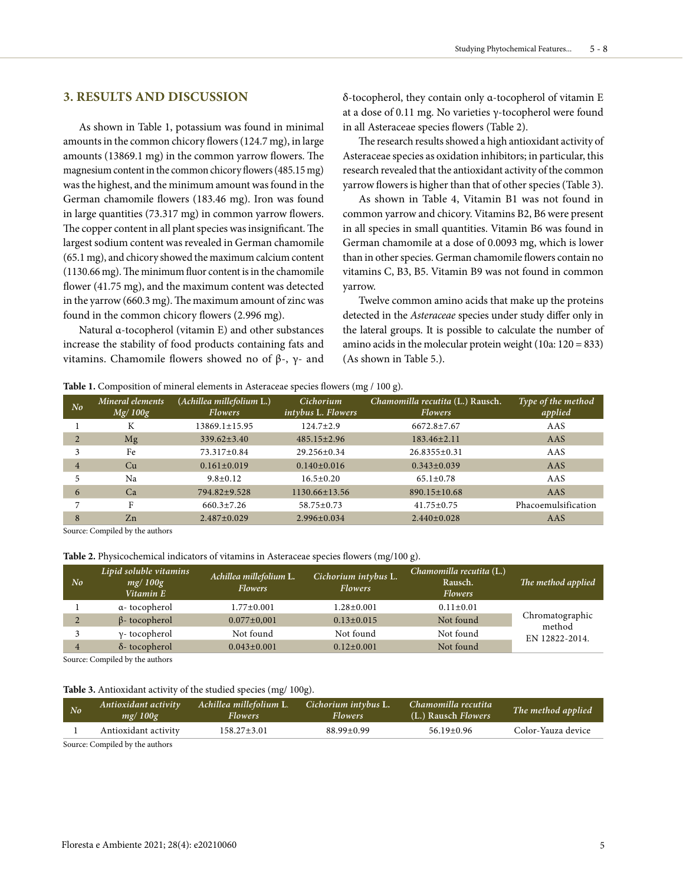## 3. RESULTS AND DISCUSSION

As shown in Table 1, potassium was found in minimal amounts in the common chicory flowers (124.7 mg), in large amounts (13869.1 mg) in the common yarrow flowers. The magnesium content in the common chicory flowers (485.15 mg) was the highest, and the minimum amount was found in the German chamomile flowers (183.46 mg). Iron was found in large quantities (73.317 mg) in common yarrow flowers. The copper content in all plant species was insignificant. The largest sodium content was revealed in German chamomile (65.1 mg), and chicory showed the maximum calcium content (1130.66 mg). The minimum fluor content is in the chamomile flower (41.75 mg), and the maximum content was detected in the yarrow (660.3 mg). The maximum amount of zinc was found in the common chicory flowers (2.996 mg).

Natural α-tocopherol (vitamin E) and other substances increase the stability of food products containing fats and vitamins. Chamomile flowers showed no of β-, γ- and δ-tocopherol, they contain only α-tocopherol of vitamin E at a dose of 0.11 mg. No varieties γ-tocopherol were found in all Asteraceae species flowers (Table 2).

The research results showed a high antioxidant activity of Asteraceae species as oxidation inhibitors; in particular, this research revealed that the antioxidant activity of the common yarrow flowers is higher than that of other species (Table 3).

As shown in Table 4, Vitamin B1 was not found in common yarrow and chicory. Vitamins B2, B6 were present in all species in small quantities. Vitamin B6 was found in German chamomile at a dose of 0.0093 mg, which is lower than in other species. German chamomile flowers contain no vitamins C, B3, B5. Vitamin B9 was not found in common yarrow.

Twelve common amino acids that make up the proteins detected in the *Asteraceae* species under study differ only in the lateral groups. It is possible to calculate the number of amino acids in the molecular protein weight (10a: 120 = 833) (As shown in Table 5.).

**Table 1.** Composition of mineral elements in Asteraceae species flowers (mg / 100 g).

| No | Mineral elements Mg/ 100g | (*Achillea millefolium* L.) Flowers | *Cichorium intybus* L. Flowers | *Chamomilla recutita* (L.) Rausch. Flowers | Type of the method applied |
|---|---|---|---|---|---|
| 1 | K | 13869.1±15.95 | 124.7±2.9 | 6672.8±7.67 | AAS |
| 2 | Mg | 339.62±3.40 | 485.15±2.96 | 183.46±2.11 | AAS |
| 3 | Fe | 73.317±0.84 | 29.256±0.34 | 26.8355±0.31 | AAS |
| 4 | Cu | 0.161±0.019 | 0.140±0.016 | 0.343±0.039 | AAS |
| 5 | Na | 9.8±0.12 | 16.5±0.20 | 65.1±0.78 | AAS |
| 6 | Ca | 794.82±9.528 | 1130.66±13.56 | 890.15±10.68 | AAS |
| 7 | F | 660.3±7.26 | 58.75±0.73 | 41.75±0.75 | Phacoemulsification |
| 8 | Zn | 2.487±0.029 | 2.996±0.034 | 2.440±0.028 | AAS |

Source: Compiled by the authors

**Table 2.** Physicochemical indicators of vitamins in Asteraceae species flowers (mg/100 g).

| No | Lipid soluble vitamins mg/ 100g Vitamin E | *Achillea millefolium* L. Flowers | *Cichorium intybus* L. Flowers | *Chamomilla recutita* (L.) Rausch. Flowers | The method applied |
|---|---|---|---|---|---|
| 1 | α- tocopherol | 1.77±0.001 | 1.28±0.001 | 0.11±0.01 | Chromatographic method EN 12822-2014. |
| 2 | β- tocopherol | 0.077±0,001 | 0.13±0.015 | Not found | |
| 3 | γ- tocopherol | Not found | Not found | Not found | |
| 4 | δ- tocopherol | 0.043±0.001 | 0.12±0.001 | Not found | |

Source: Compiled by the authors

**Table 3.** Antioxidant activity of the studied species (mg/ 100g).

| No | Antioxidant activity mg/ 100g | *Achillea millefolium* L. Flowers | *Cichorium intybus* L. Flowers | *Chamomilla recutita* (L.) Rausch Flowers | The method applied |
|---|---|---|---|---|---|
| 1 | Antioxidant activity | 158.27±3.01 | 88.99±0.99 | 56.19±0.96 | Color-Yauza device |

Source: Compiled by the authors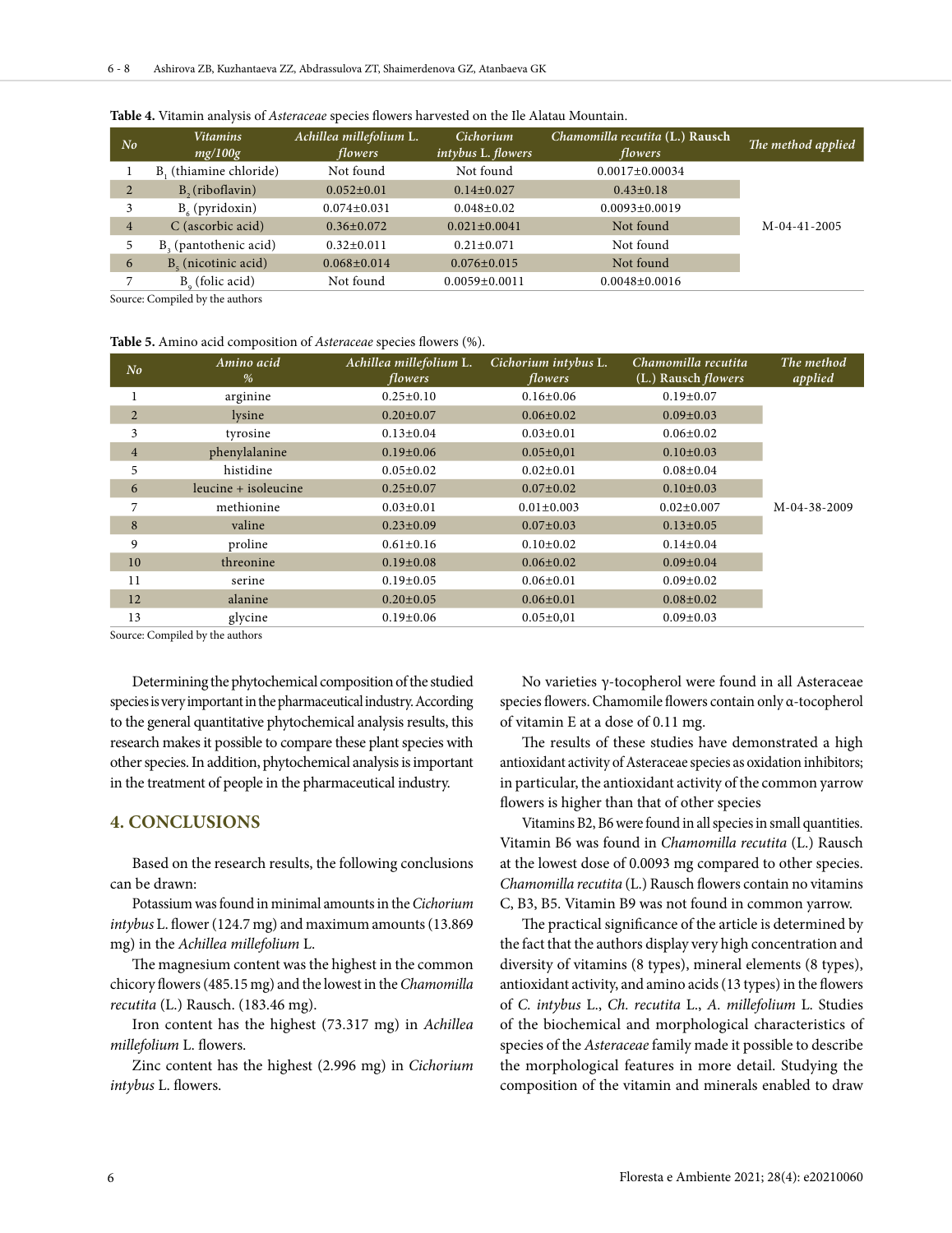**Table 4.** Vitamin analysis of *Asteraceae* species flowers harvested on the Ile Alatau Mountain.

| No | Vitamins mg/100g | *Achillea millefolium* L. flowers | *Cichorium intybus* L. flowers | *Chamomilla recutita* (L.) Rausch flowers | The method applied |
|---|---|---|---|---|---|
| 1 | $B_1$ (thiamine chloride) | Not found | Not found | 0.0017±0.00034 | M-04-41-2005 |
| 2 | $B_2$ (riboflavin) | 0.052±0.01 | 0.14±0.027 | 0.43±0.18 | |
| 3 | $B_6$ (pyridoxin) | 0.074±0.031 | 0.048±0.02 | 0.0093±0.0019 | |
| 4 | C (ascorbic acid) | 0.36±0.072 | 0.021±0.0041 | Not found | |
| 5 | $B_3$ (pantothenic acid) | 0.32±0.011 | 0.21±0.071 | Not found | |
| 6 | $B_5$ (nicotinic acid) | 0.068±0.014 | 0.076±0.015 | Not found | |
| 7 | $B_9$ (folic acid) | Not found | 0.0059±0.0011 | 0.0048±0.0016 | |

Source: Compiled by the authors

**Table 5.** Amino acid composition of *Asteraceae* species flowers (%).

| No | Amino acid % | *Achillea millefolium* L. flowers | *Cichorium intybus* L. flowers | *Chamomilla recutita* (L.) Rausch flowers | The method applied |
|---|---|---|---|---|---|
| 1 | arginine | 0.25±0.10 | 0.16±0.06 | 0.19±0.07 | M-04-38-2009 |
| 2 | lysine | 0.20±0.07 | 0.06±0.02 | 0.09±0.03 | |
| 3 | tyrosine | 0.13±0.04 | 0.03±0.01 | 0.06±0.02 | |
| 4 | phenylalanine | 0.19±0.06 | 0.05±0,01 | 0.10±0.03 | |
| 5 | histidine | 0.05±0.02 | 0.02±0.01 | 0.08±0.04 | |
| 6 | leucine + isoleucine | 0.25±0.07 | 0.07±0.02 | 0.10±0.03 | |
| 7 | methionine | 0.03±0.01 | 0.01±0.003 | 0.02±0.007 | |
| 8 | valine | 0.23±0.09 | 0.07±0.03 | 0.13±0.05 | |
| 9 | proline | 0.61±0.16 | 0.10±0.02 | 0.14±0.04 | |
| 10 | threonine | 0.19±0.08 | 0.06±0.02 | 0.09±0.04 | |
| 11 | serine | 0.19±0.05 | 0.06±0.01 | 0.09±0.02 | |
| 12 | alanine | 0.20±0.05 | 0.06±0.01 | 0.08±0.02 | |
| 13 | glycine | 0.19±0.06 | 0.05±0,01 | 0.09±0.03 | |

Source: Compiled by the authors

Determining the phytochemical composition of the studied species is very important in the pharmaceutical industry. According to the general quantitative phytochemical analysis results, this research makes it possible to compare these plant species with other species. In addition, phytochemical analysis is important in the treatment of people in the pharmaceutical industry.

## 4. CONCLUSIONS

Based on the research results, the following conclusions can be drawn:

Potassium was found in minimal amounts in the *Cichorium intybus* L. flower (124.7 mg) and maximum amounts (13.869 mg) in the *Achillea millefolium* L.

The magnesium content was the highest in the common chicory flowers (485.15 mg) and the lowest in the *Chamomilla recutita* (L.) Rausch. (183.46 mg).

Iron content has the highest (73.317 mg) in *Achillea millefolium* L. flowers.

Zinc content has the highest (2.996 mg) in *Cichorium intybus* L. flowers.

No varieties γ-tocopherol were found in all Asteraceae species flowers. Chamomile flowers contain only α-tocopherol of vitamin E at a dose of 0.11 mg.

The results of these studies have demonstrated a high antioxidant activity of Asteraceae species as oxidation inhibitors; in particular, the antioxidant activity of the common yarrow flowers is higher than that of other species

Vitamins B2, B6 were found in all species in small quantities. Vitamin B6 was found in *Chamomilla recutita* (L.) Rausch at the lowest dose of 0.0093 mg compared to other species. *Chamomilla recutita* (L.) Rausch flowers contain no vitamins C, B3, B5. Vitamin B9 was not found in common yarrow.

The practical significance of the article is determined by the fact that the authors display very high concentration and diversity of vitamins (8 types), mineral elements (8 types), antioxidant activity, and amino acids (13 types) in the flowers of *C. intybus* L., *Ch. recutita* L., *A. millefolium* L. Studies of the biochemical and morphological characteristics of species of the *Asteraceae* family made it possible to describe the morphological features in more detail. Studying the composition of the vitamin and minerals enabled to draw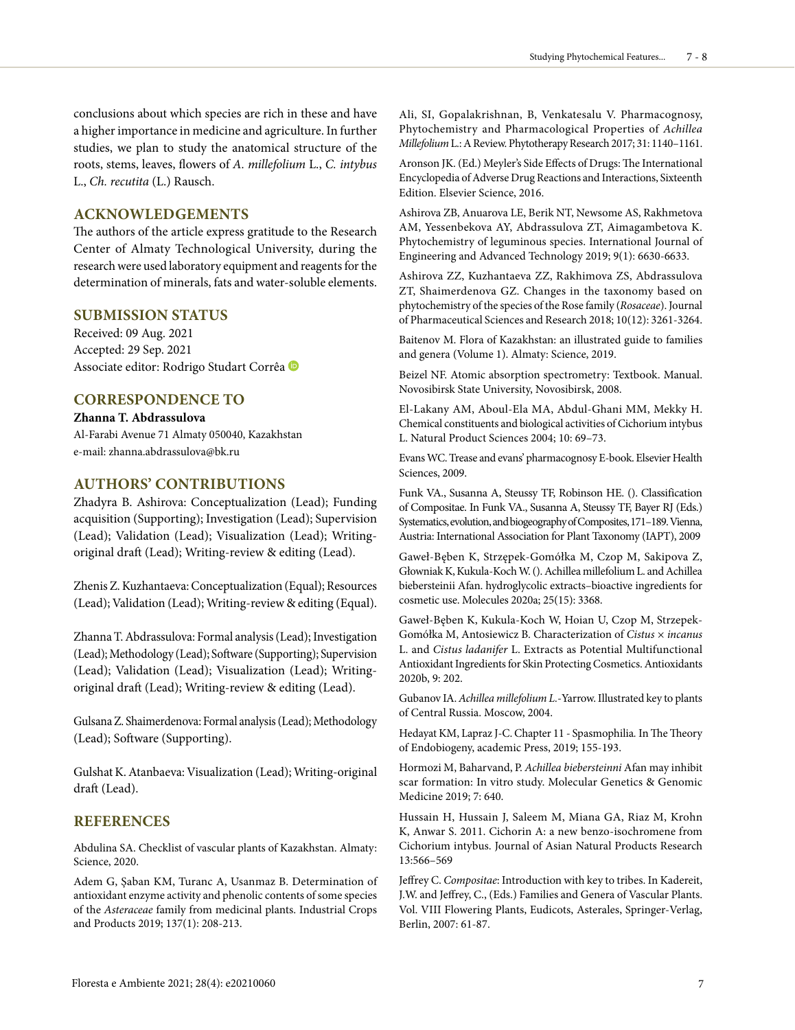conclusions about which species are rich in these and have a higher importance in medicine and agriculture. In further studies, we plan to study the anatomical structure of the roots, stems, leaves, flowers of *A. millefolium* L., *C. intybus* L., *Ch. recutita* (L.) Rausch.

## ACKNOWLEDGEMENTS

The authors of the article express gratitude to the Research Center of Almaty Technological University, during the research were used laboratory equipment and reagents for the determination of minerals, fats and water-soluble elements.

## SUBMISSION STATUS

Received: 09 Aug. 2021
Accepted: 29 Sep. 2021
Associate editor: Rodrigo Studart Corrêa

## CORRESPONDENCE TO

**Zhanna T. Abdrassulova**

Al-Farabi Avenue 71 Almaty 050040, Kazakhstan
e-mail: zhanna.abdrassulova@bk.ru

## AUTHORS' CONTRIBUTIONS

Zhadyra B. Ashirova: Conceptualization (Lead); Funding acquisition (Supporting); Investigation (Lead); Supervision (Lead); Validation (Lead); Visualization (Lead); Writing-original draft (Lead); Writing-review & editing (Lead).

Zhenis Z. Kuzhantaeva: Conceptualization (Equal); Resources (Lead); Validation (Lead); Writing-review & editing (Equal).

Zhanna T. Abdrassulova: Formal analysis (Lead); Investigation (Lead); Methodology (Lead); Software (Supporting); Supervision (Lead); Validation (Lead); Visualization (Lead); Writing-original draft (Lead); Writing-review & editing (Lead).

Gulsana Z. Shaimerdenova: Formal analysis (Lead); Methodology (Lead); Software (Supporting).

Gulshat K. Atanbaeva: Visualization (Lead); Writing-original draft (Lead).

## REFERENCES

Abdulina SA. Checklist of vascular plants of Kazakhstan. Almaty: Science, 2020.

Adem G, Şaban KM, Turanc A, Usanmaz B. Determination of antioxidant enzyme activity and phenolic contents of some species of the *Asteraceae* family from medicinal plants. Industrial Crops and Products 2019; 137(1): 208-213.

Ali, SI, Gopalakrishnan, B, Venkatesalu V. Pharmacognosy, Phytochemistry and Pharmacological Properties of *Achillea Millefolium* L.: A Review. Phytotherapy Research 2017; 31: 1140–1161.

Aronson JK. (Ed.) Meyler's Side Effects of Drugs: The International Encyclopedia of Adverse Drug Reactions and Interactions, Sixteenth Edition. Elsevier Science, 2016.

Ashirova ZB, Anuarova LE, Berik NT, Newsome AS, Rakhmetova AM, Yessenbekova AY, Abdrassulova ZT, Aimagambetova K. Phytochemistry of leguminous species. International Journal of Engineering and Advanced Technology 2019; 9(1): 6630-6633.

Ashirova ZZ, Kuzhantaeva ZZ, Rakhimova ZS, Abdrassulova ZT, Shaimerdenova GZ. Changes in the taxonomy based on phytochemistry of the species of the Rose family (*Rosaceae*). Journal of Pharmaceutical Sciences and Research 2018; 10(12): 3261-3264.

Baitenov M. Flora of Kazakhstan: an illustrated guide to families and genera (Volume 1). Almaty: Science, 2019.

Beizel NF. Atomic absorption spectrometry: Textbook. Manual. Novosibirsk State University, Novosibirsk, 2008.

El-Lakany AM, Aboul-Ela MA, Abdul-Ghani MM, Mekky H. Chemical constituents and biological activities of Cichorium intybus L. Natural Product Sciences 2004; 10: 69–73.

Evans WC. Trease and evans' pharmacognosy E-book. Elsevier Health Sciences, 2009.

Funk VA., Susanna A, Steussy TF, Robinson HE. (). Classification of Compositae. In Funk VA., Susanna A, Steussy TF, Bayer RJ (Eds.) Systematics, evolution, and biogeography of Composites, 171–189. Vienna, Austria: International Association for Plant Taxonomy (IAPT), 2009

Gaweł-Bęben K, Strzępek-Gomółka M, Czop M, Sakipova Z, Głowniak K, Kukula-Koch W. (). Achillea millefolium L. and Achillea biebersteinii Afan. hydroglycolic extracts–bioactive ingredients for cosmetic use. Molecules 2020a; 25(15): 3368.

Gaweł-Bęben K, Kukula-Koch W, Hoian U, Czop M, Strzepek-Gomółka M, Antosiewicz B. Characterization of *Cistus × incanus* L. and *Cistus ladanifer* L. Extracts as Potential Multifunctional Antioxidant Ingredients for Skin Protecting Cosmetics. Antioxidants 2020b, 9: 202.

Gubanov IA. *Achillea millefolium L.*-Yarrow. Illustrated key to plants of Central Russia. Moscow, 2004.

Hedayat KM, Lapraz J-C. Chapter 11 - Spasmophilia. In The Theory of Endobiogeny, academic Press, 2019; 155-193.

Hormozi M, Baharvand, P. *Achillea biebersteinni* Afan may inhibit scar formation: In vitro study. Molecular Genetics & Genomic Medicine 2019; 7: 640.

Hussain H, Hussain J, Saleem M, Miana GA, Riaz M, Krohn K, Anwar S. 2011. Cichorin A: a new benzo-isochromene from Cichorium intybus. Journal of Asian Natural Products Research 13:566–569

Jeffrey C. *Compositae*: Introduction with key to tribes. In Kadereit, J.W. and Jeffrey, C., (Eds.) Families and Genera of Vascular Plants. Vol. VIII Flowering Plants, Eudicots, Asterales, Springer-Verlag, Berlin, 2007: 61-87.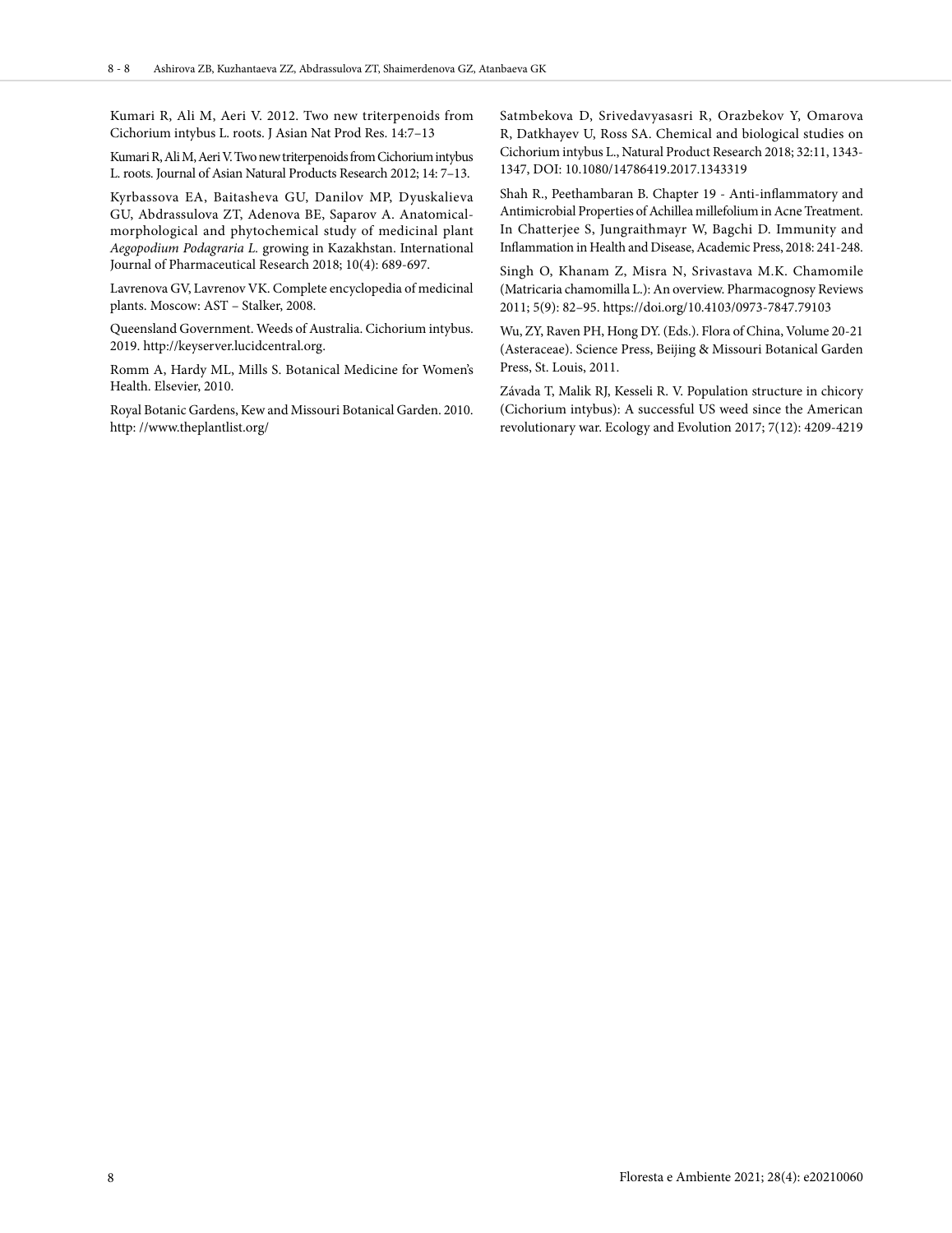Kumari R, Ali M, Aeri V. 2012. Two new triterpenoids from Cichorium intybus L. roots. J Asian Nat Prod Res. 14:7–13

Kumari R, Ali M, Aeri V. Two new triterpenoids from Cichorium intybus L. roots. Journal of Asian Natural Products Research 2012; 14: 7–13.

Kyrbassova EA, Baitasheva GU, Danilov MP, Dyuskalieva GU, Abdrassulova ZT, Adenova BE, Saparov A. Anatomical-morphological and phytochemical study of medicinal plant *Aegopodium Podagraria L.* growing in Kazakhstan. International Journal of Pharmaceutical Research 2018; 10(4): 689-697.

Lavrenova GV, Lavrenov VK. Complete encyclopedia of medicinal plants. Moscow: AST – Stalker, 2008.

Queensland Government. Weeds of Australia. Cichorium intybus. 2019. http://keyserver.lucidcentral.org.

Romm A, Hardy ML, Mills S. Botanical Medicine for Women's Health. Elsevier, 2010.

Royal Botanic Gardens, Kew and Missouri Botanical Garden. 2010. http: //www.theplantlist.org/

Satmbekova D, Srivedavyasasri R, Orazbekov Y, Omarova R, Datkhayev U, Ross SA. Chemical and biological studies on Cichorium intybus L., Natural Product Research 2018; 32:11, 1343-1347, DOI: 10.1080/14786419.2017.1343319

Shah R., Peethambaran B. Chapter 19 - Anti-inflammatory and Antimicrobial Properties of Achillea millefolium in Acne Treatment. In Chatterjee S, Jungraithmayr W, Bagchi D. Immunity and Inflammation in Health and Disease, Academic Press, 2018: 241-248.

Singh O, Khanam Z, Misra N, Srivastava M.K. Chamomile (Matricaria chamomilla L.): An overview. Pharmacognosy Reviews 2011; 5(9): 82–95. https://doi.org/10.4103/0973-7847.79103

Wu, ZY, Raven PH, Hong DY. (Eds.). Flora of China, Volume 20-21 (Asteraceae). Science Press, Beijing & Missouri Botanical Garden Press, St. Louis, 2011.

Závada T, Malik RJ, Kesseli R. V. Population structure in chicory (Cichorium intybus): A successful US weed since the American revolutionary war. Ecology and Evolution 2017; 7(12): 4209-4219